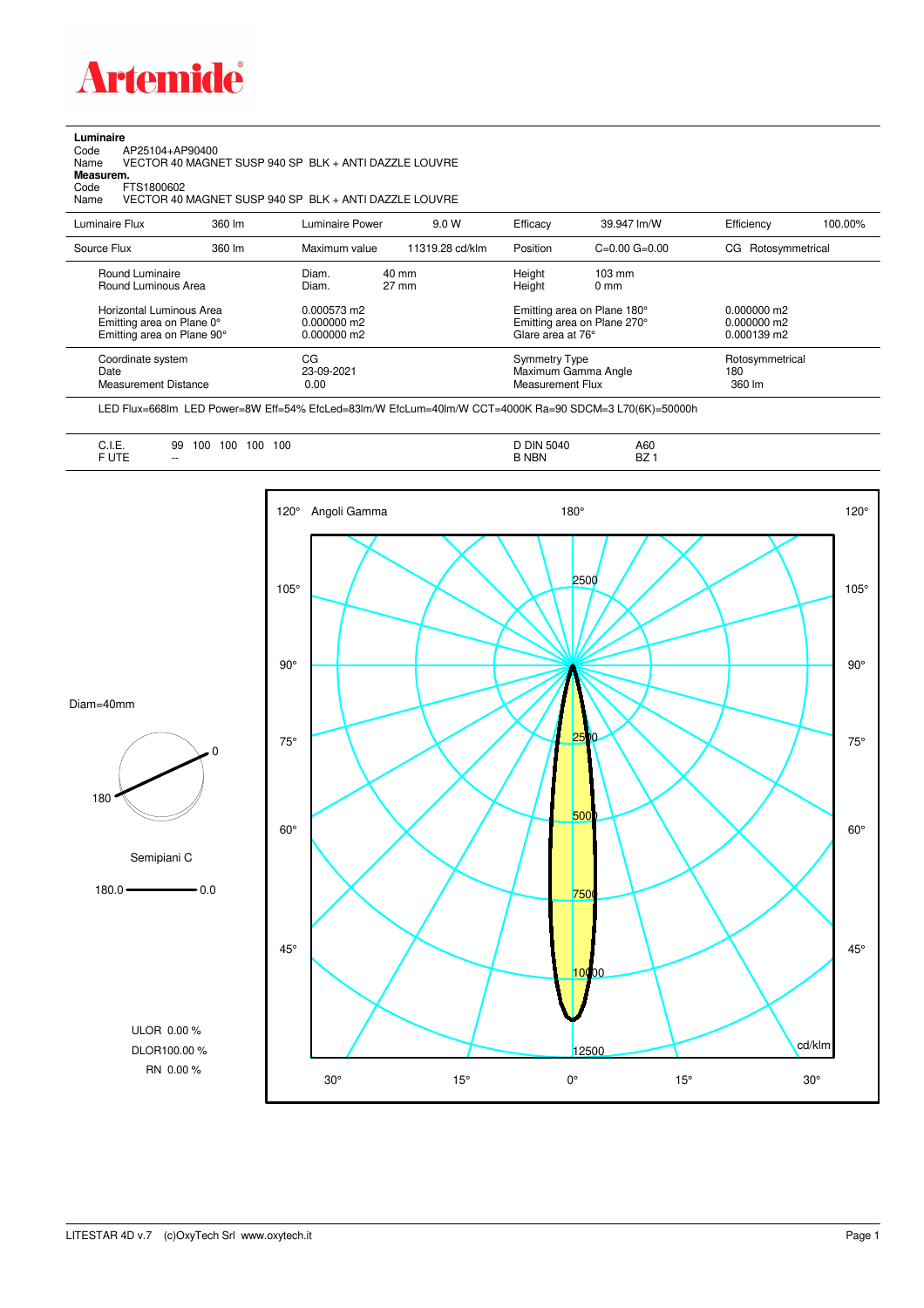**Artemide**

**Luminaire**

Code AP25104+AP90400

Name VECTOR 40 MAGNET SUSP 940 SP BLK + ANTI DAZZLE LOUVRE

**Measurem.**

Code FTS1800602

Name VECTOR 40 MAGNET SUSP 940 SP BLK + ANTI DAZZLE LOUVRE

| Luminaire Flux | 360 lm | Luminaire Power | 9.0 W | Efficacy | 39.947 lm/W | Efficiency | 100.00% |
|---|---|---|---|---|---|---|---|
| Source Flux | 360 lm | Maximum value | 11319.28 cd/klm | Position | C=0.00 G=0.00 | CG Rotosymmetrical | |

| | | | | |
|---|---|---|---|---|
| Round Luminaire | Diam. 40 mm | Height 103 mm | | |
| Round Luminous Area | Diam. 27 mm | Height 0 mm | | |
| Horizontal Luminous Area | 0.000573 m2 | Emitting area on Plane 180° | 0.000000 m2 | |
| Emitting area on Plane 0° | 0.000000 m2 | Emitting area on Plane 270° | 0.000000 m2 | |
| Emitting area on Plane 90° | 0.000000 m2 | Glare area at 76° | 0.000139 m2 | |

| | | | |
|---|---|---|---|
| Coordinate system | CG | Symmetry Type | Rotosymmetrical |
| Date | 23-09-2021 | Maximum Gamma Angle | 180 |
| Measurement Distance | 0.00 | Measurement Flux | 360 lm |

LED Flux=668lm LED Power=8W Eff=54% EfcLed=83lm/W EfcLum=40lm/W CCT=4000K Ra=90 SDCM=3 L70(6K)=50000h

| | | | |
|---|---|---|---|
| C.I.E. | 99 100 100 100 100 | D DIN 5040 | A60 |
| F UTE | -- | B NBN | BZ 1 |

Diam=40mm

Semipiani C

180.0 — 0.0

ULOR 0.00 %

DLOR100.00 %

RN 0.00 %

Angoli Gamma

cd/klm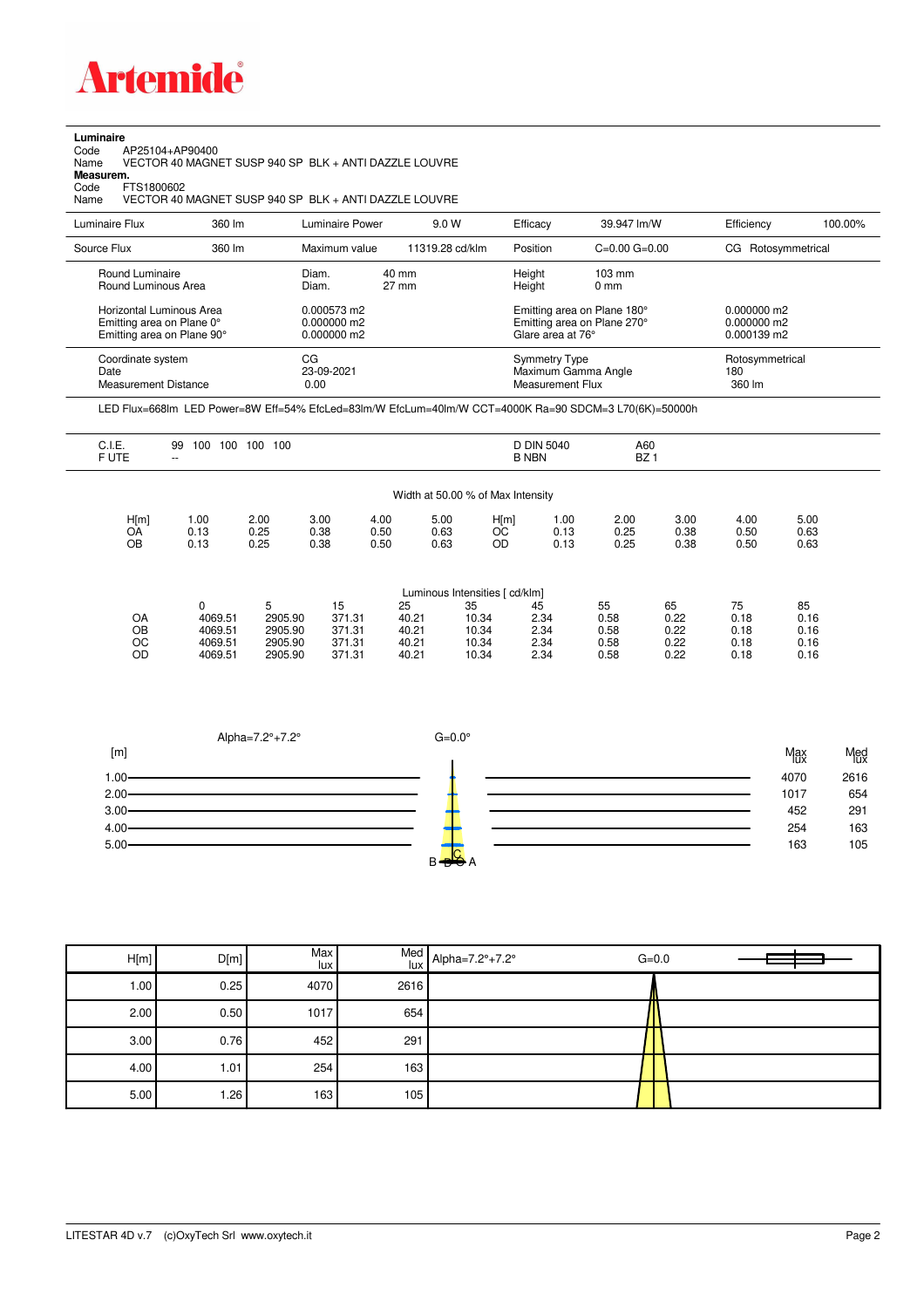**Artemide**

**Luminaire**

Code AP25104+AP90400
Name VECTOR 40 MAGNET SUSP 940 SP BLK + ANTI DAZZLE LOUVRE

**Measurem.**

Code FTS1800602
Name VECTOR 40 MAGNET SUSP 940 SP BLK + ANTI DAZZLE LOUVRE

| | | | | | | | |
|---|---|---|---|---|---|---|---|
| Luminaire Flux | 360 lm | Luminaire Power | 9.0 W | Efficacy | 39.947 lm/W | Efficiency | 100.00% |
| Source Flux | 360 lm | Maximum value | 11319.28 cd/klm | Position | C=0.00 G=0.00 | CG | Rotosymmetrical |

| | | | | | |
|---|---|---|---|---|---|
| Round Luminaire | Diam. | 40 mm | Height | 103 mm | |
| Round Luminous Area | Diam. | 27 mm | Height | 0 mm | |
| Horizontal Luminous Area | 0.000573 m2 | | Emitting area on Plane 180° | | 0.000000 m2 |
| Emitting area on Plane 0° | 0.000000 m2 | | Emitting area on Plane 270° | | 0.000000 m2 |
| Emitting area on Plane 90° | 0.000000 m2 | | Glare area at 76° | | 0.000139 m2 |

| | | | |
|---|---|---|---|
| Coordinate system | CG | Symmetry Type | Rotosymmetrical |
| Date | 23-09-2021 | Maximum Gamma Angle | 180 |
| Measurement Distance | 0.00 | Measurement Flux | 360 lm |

LED Flux=668lm LED Power=8W Eff=54% EfcLed=83lm/W EfcLum=40lm/W CCT=4000K Ra=90 SDCM=3 L70(6K)=50000h

| | | | |
|---|---|---|---|
| C.I.E. | 99 100 100 100 100 | D DIN 5040 | A60 |
| F UTE | -- | B NBN | BZ 1 |

Width at 50.00 % of Max Intensity

| H[m] | 1.00 | 2.00 | 3.00 | 4.00 | 5.00 | H[m] | 1.00 | 2.00 | 3.00 | 4.00 | 5.00 |
|---|---|---|---|---|---|---|---|---|---|---|---|
| OA | 0.13 | 0.25 | 0.38 | 0.50 | 0.63 | OC | 0.13 | 0.25 | 0.38 | 0.50 | 0.63 |
| OB | 0.13 | 0.25 | 0.38 | 0.50 | 0.63 | OD | 0.13 | 0.25 | 0.38 | 0.50 | 0.63 |

Luminous Intensities [ cd/klm]

| | 0 | 5 | 15 | 25 | 35 | 45 | 55 | 65 | 75 | 85 |
|---|---|---|---|---|---|---|---|---|---|---|
| OA | 4069.51 | 2905.90 | 371.31 | 40.21 | 10.34 | 2.34 | 0.58 | 0.22 | 0.18 | 0.16 |
| OB | 4069.51 | 2905.90 | 371.31 | 40.21 | 10.34 | 2.34 | 0.58 | 0.22 | 0.18 | 0.16 |
| OC | 4069.51 | 2905.90 | 371.31 | 40.21 | 10.34 | 2.34 | 0.58 | 0.22 | 0.18 | 0.16 |
| OD | 4069.51 | 2905.90 | 371.31 | 40.21 | 10.34 | 2.34 | 0.58 | 0.22 | 0.18 | 0.16 |

Alpha=7.2°+7.2°
G=0.0°
[m]
Max lux
Med lux
1.00 4070 2616
2.00 1017 654
3.00 452 291
4.00 254 163
5.00 163 105
B D C A

| H[m] | D[m] | Max lux | Med lux | Alpha=7.2°+7.2° G=0.0 |
|---|---|---|---|---|
| 1.00 | 0.25 | 4070 | 2616 | |
| 2.00 | 0.50 | 1017 | 654 | |
| 3.00 | 0.76 | 452 | 291 | |
| 4.00 | 1.01 | 254 | 163 | |
| 5.00 | 1.26 | 163 | 105 | |

LITESTAR 4D v.7 (c)OxyTech Srl www.oxytech.it